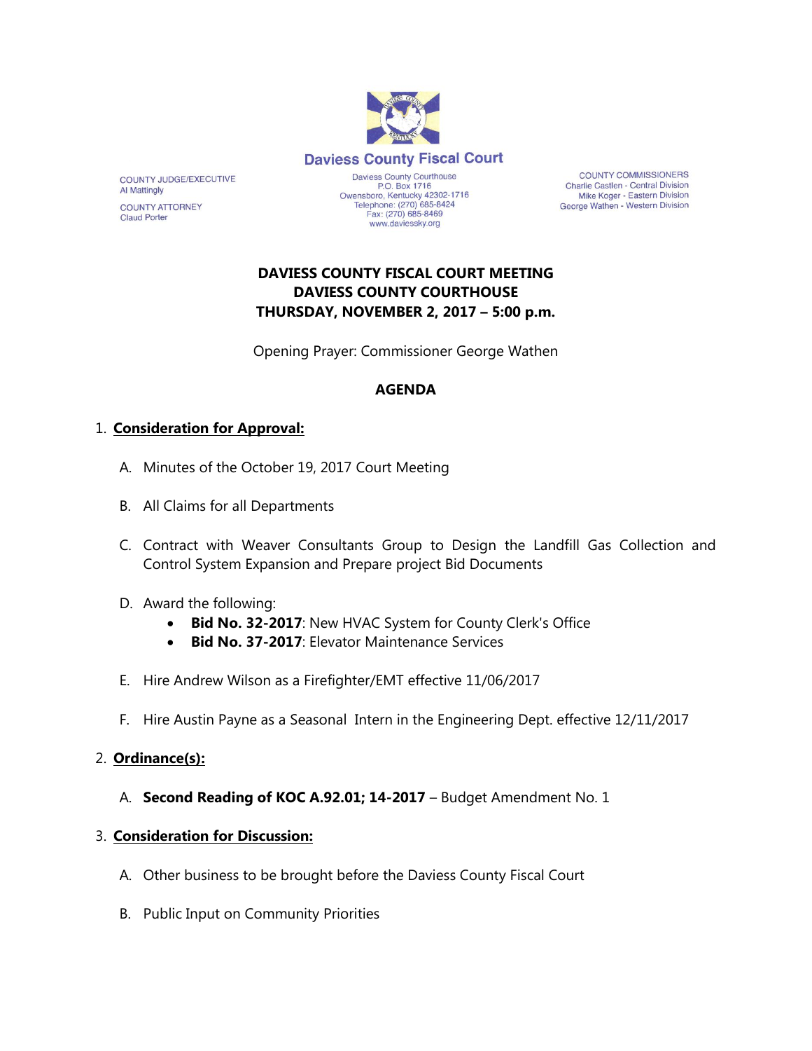# Daviess County Fiscal Court

COUNTY JUDGE/EXECUTIVE
Al Mattingly

COUNTY ATTORNEY
Claud Porter

Daviess County Courthouse
P.O. Box 1716
Owensboro, Kentucky 42302-1716
Telephone: (270) 685-8424
Fax: (270) 685-8469
www.daviessky.org

COUNTY COMMISSIONERS
Charlie Castlen - Central Division
Mike Koger - Eastern Division
George Wathen - Western Division

## DAVIESS COUNTY FISCAL COURT MEETING
## DAVIESS COUNTY COURTHOUSE
## THURSDAY, NOVEMBER 2, 2017 – 5:00 p.m.

Opening Prayer: Commissioner George Wathen

## AGENDA

1. **Consideration for Approval:**

   A. Minutes of the October 19, 2017 Court Meeting

   B. All Claims for all Departments

   C. Contract with Weaver Consultants Group to Design the Landfill Gas Collection and Control System Expansion and Prepare project Bid Documents

   D. Award the following:
      - **Bid No. 32-2017**: New HVAC System for County Clerk's Office
      - **Bid No. 37-2017**: Elevator Maintenance Services

   E. Hire Andrew Wilson as a Firefighter/EMT effective 11/06/2017

   F. Hire Austin Payne as a Seasonal Intern in the Engineering Dept. effective 12/11/2017

2. **Ordinance(s):**

   A. **Second Reading of KOC A.92.01; 14-2017** – Budget Amendment No. 1

3. **Consideration for Discussion:**

   A. Other business to be brought before the Daviess County Fiscal Court

   B. Public Input on Community Priorities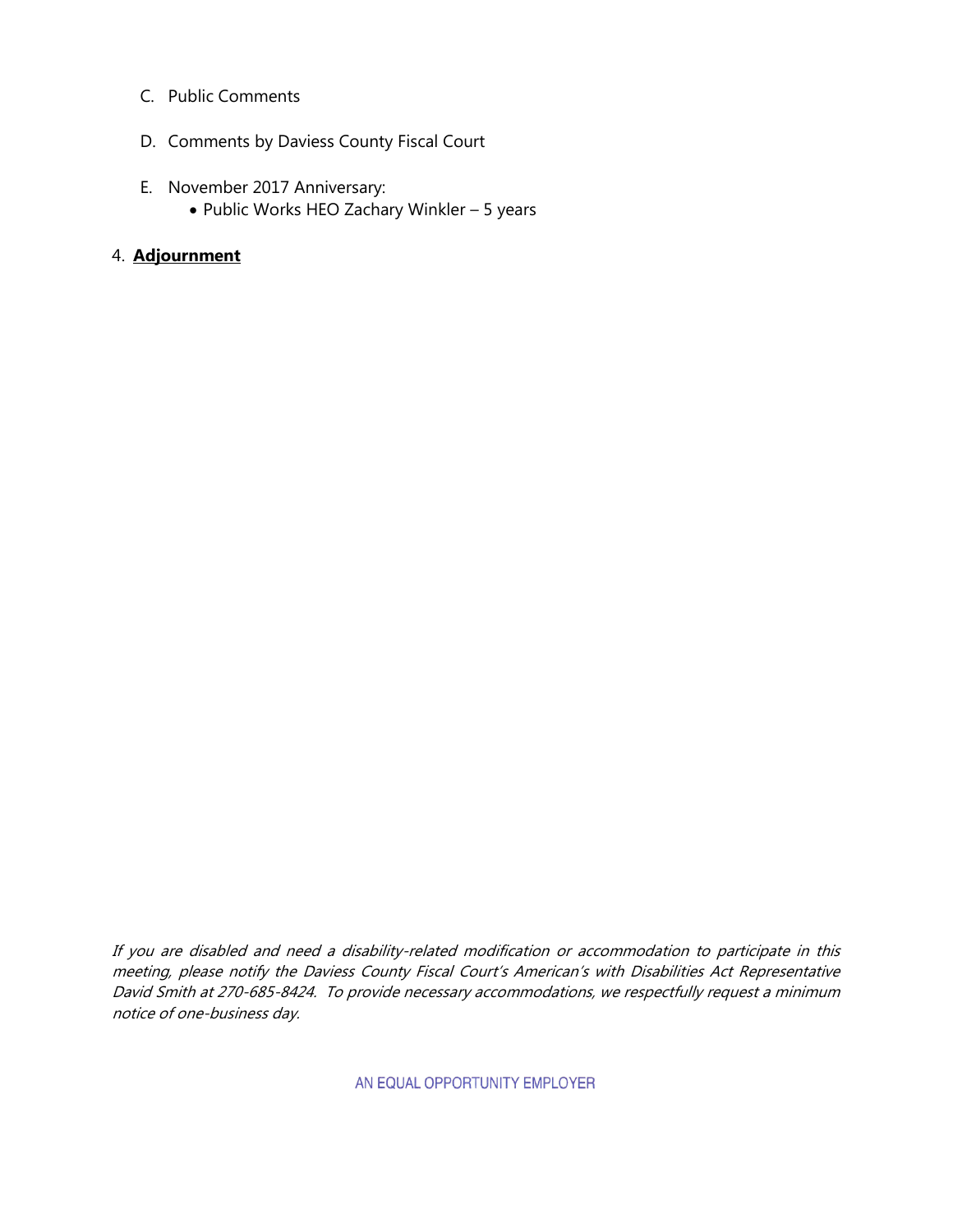C. Public Comments

D. Comments by Daviess County Fiscal Court

E. November 2017 Anniversary:
   - Public Works HEO Zachary Winkler – 5 years

4. **Adjournment**

*If you are disabled and need a disability-related modification or accommodation to participate in this meeting, please notify the Daviess County Fiscal Court's American's with Disabilities Act Representative David Smith at 270-685-8424. To provide necessary accommodations, we respectfully request a minimum notice of one-business day.*

AN EQUAL OPPORTUNITY EMPLOYER